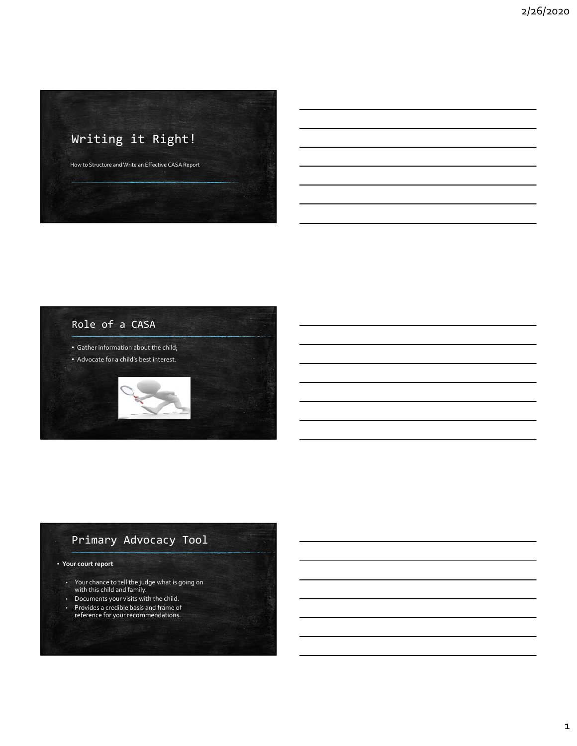# Writing it Right!

How to Structure and Write an Effective CASA Report

## Role of a CASA

- Gather information about the child;
- Advocate for a child's best interest.

## Primary Advocacy Tool

- **Your court report**
  - Your chance to tell the judge what is going on with this child and family.
  - Documents your visits with the child.
  - Provides a credible basis and frame of reference for your recommendations.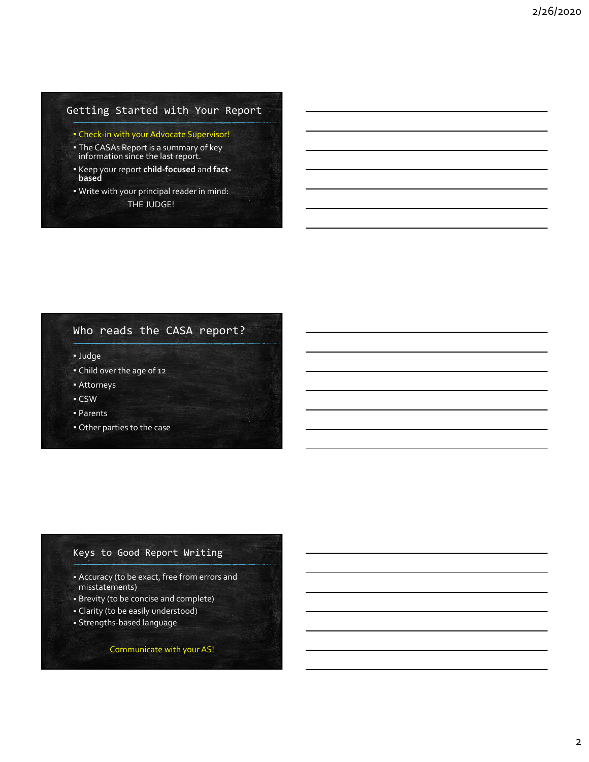## Getting Started with Your Report

- Check-in with your Advocate Supervisor!
- The CASAs Report is a summary of key information since the last report.
- Keep your report **child-focused** and **fact-based**
- Write with your principal reader in mind:

  THE JUDGE!

## Who reads the CASA report?

- Judge
- Child over the age of 12
- Attorneys
- CSW
- Parents
- Other parties to the case

## Keys to Good Report Writing

- Accuracy (to be exact, free from errors and misstatements)
- Brevity (to be concise and complete)
- Clarity (to be easily understood)
- Strengths-based language

Communicate with your AS!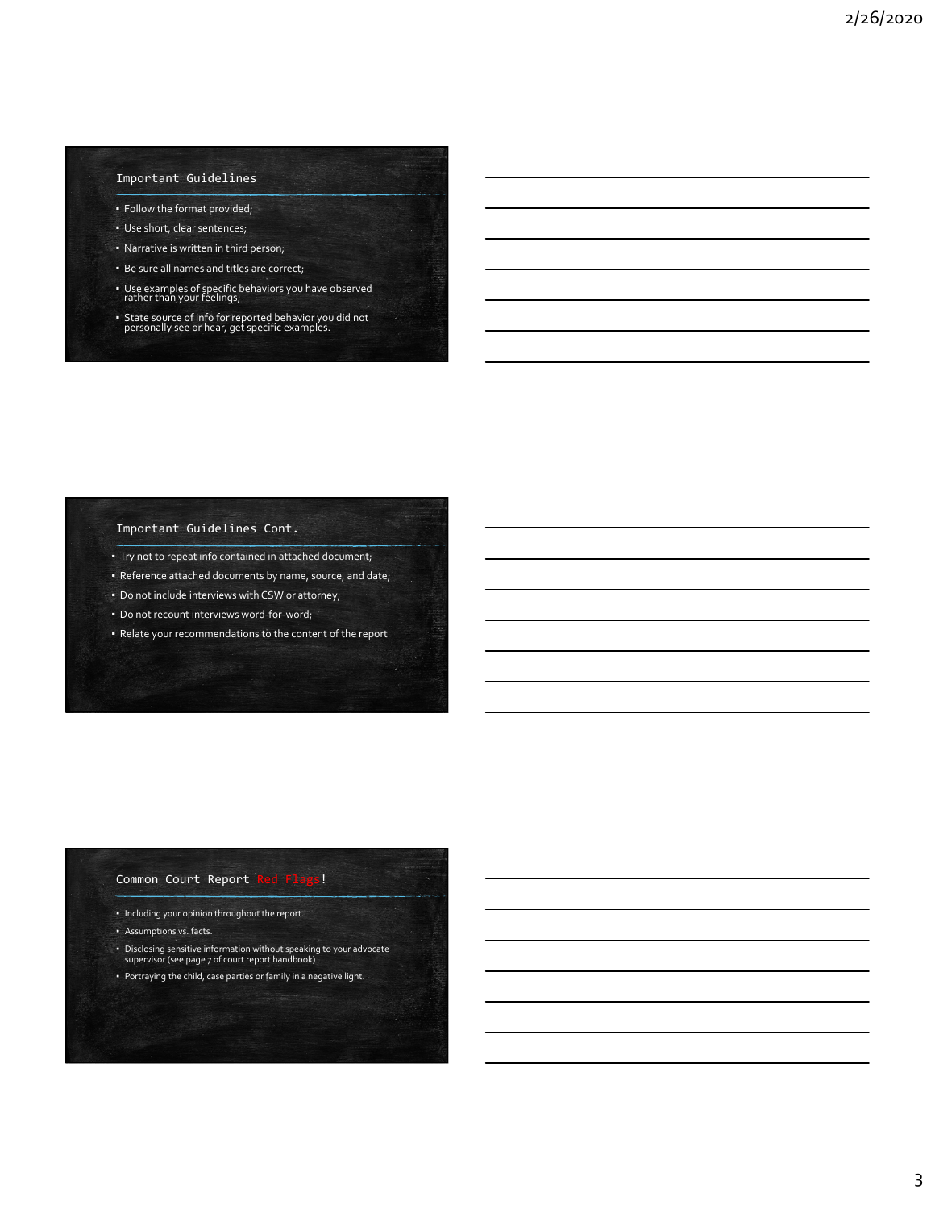## Important Guidelines

- Follow the format provided;
- Use short, clear sentences;
- Narrative is written in third person;
- Be sure all names and titles are correct;
- Use examples of specific behaviors you have observed rather than your feelings;
- State source of info for reported behavior you did not personally see or hear, get specific examples.

## Important Guidelines Cont.

- Try not to repeat info contained in attached document;
- Reference attached documents by name, source, and date;
- Do not include interviews with CSW or attorney;
- Do not recount interviews word-for-word;
- Relate your recommendations to the content of the report

## Common Court Report Red Flags!

- Including your opinion throughout the report.
- Assumptions vs. facts.
- Disclosing sensitive information without speaking to your advocate supervisor (see page 7 of court report handbook)
- Portraying the child, case parties or family in a negative light.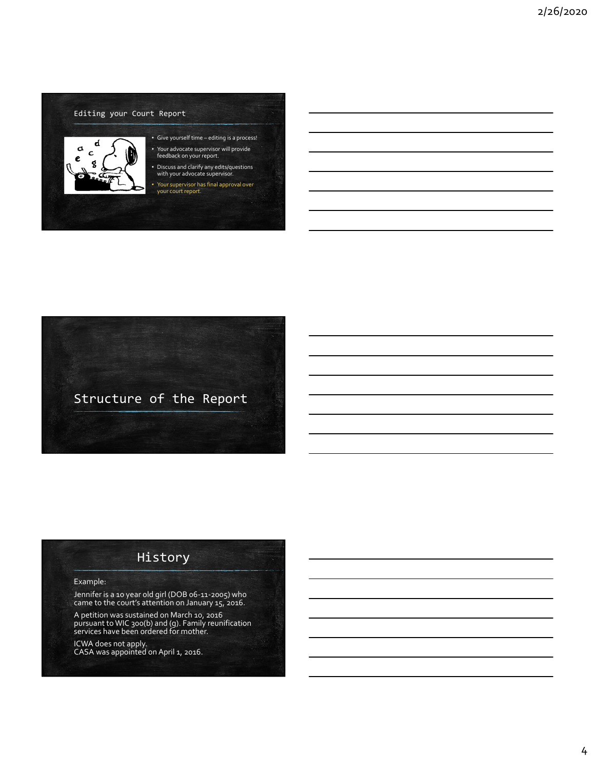## Editing your Court Report

- Give yourself time – editing is a process!
- Your advocate supervisor will provide feedback on your report.
- Discuss and clarify any edits/questions with your advocate supervisor.
- Your supervisor has final approval over your court report.

## Structure of the Report

## History

Example:

Jennifer is a 10 year old girl (DOB 06-11-2005) who came to the court's attention on January 15, 2016.

A petition was sustained on March 10, 2016 pursuant to WIC 300(b) and (g). Family reunification services have been ordered for mother.

ICWA does not apply.
CASA was appointed on April 1, 2016.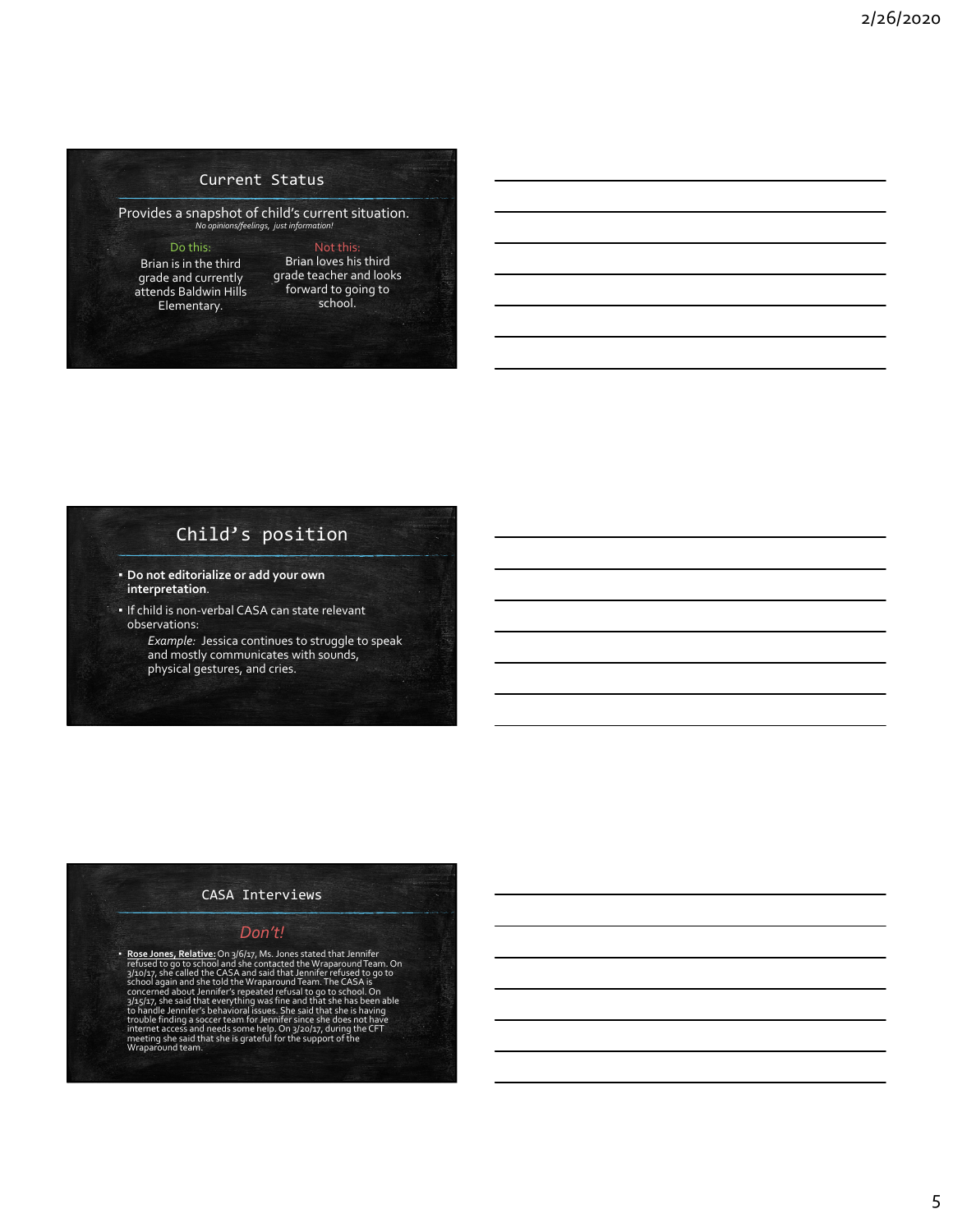## Current Status

Provides a snapshot of child's current situation.

*No opinions/feelings, just information!*

Do this:

Brian is in the third grade and currently attends Baldwin Hills Elementary.

Not this:

Brian loves his third grade teacher and looks forward to going to school.

## Child's position

- **Do not editorialize or add your own interpretation**.
- If child is non-verbal CASA can state relevant observations:

  *Example:* Jessica continues to struggle to speak and mostly communicates with sounds, physical gestures, and cries.

## CASA Interviews

*Don't!*

- **Rose Jones, Relative:** On 3/6/17, Ms. Jones stated that Jennifer refused to go to school and she contacted the Wraparound Team. On 3/10/17, she called the CASA and said that Jennifer refused to go to school again and she told the Wraparound Team. The CASA is concerned about Jennifer's repeated refusal to go to school. On 3/15/17, she said that everything was fine and that she has been able to handle Jennifer's behavioral issues. She said that she is having trouble finding a soccer team for Jennifer since she does not have internet access and needs some help. On 3/20/17, during the CFT meeting she said that she is grateful for the support of the Wraparound team.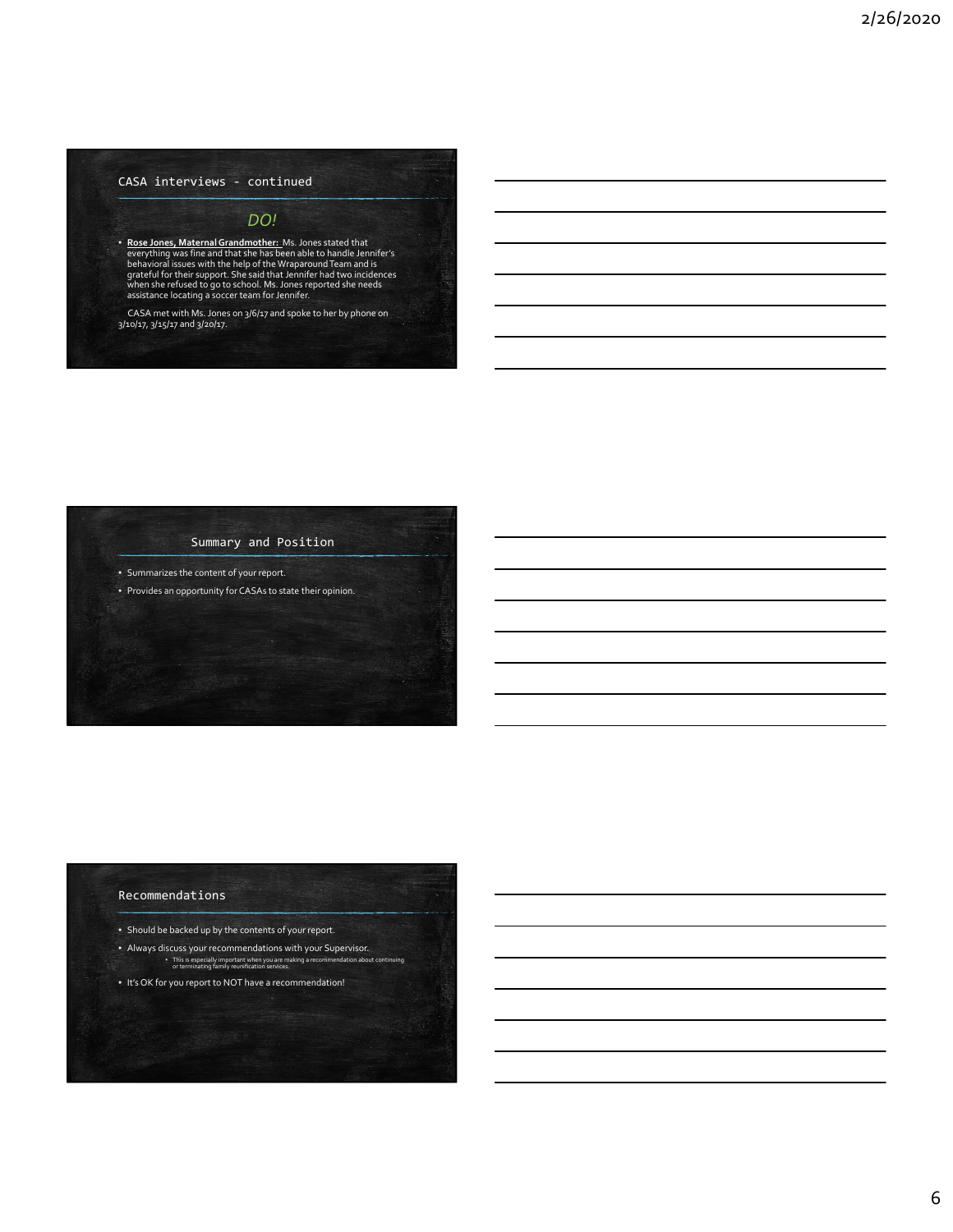## CASA interviews - continued

*DO!*

- **Rose Jones, Maternal Grandmother:** Ms. Jones stated that everything was fine and that she has been able to handle Jennifer's behavioral issues with the help of the Wraparound Team and is grateful for their support. She said that Jennifer had two incidences when she refused to go to school. Ms. Jones reported she needs assistance locating a soccer team for Jennifer.

CASA met with Ms. Jones on 3/6/17 and spoke to her by phone on 3/10/17, 3/15/17 and 3/20/17.

## Summary and Position

- Summarizes the content of your report.
- Provides an opportunity for CASAs to state their opinion.

## Recommendations

- Should be backed up by the contents of your report.
- Always discuss your recommendations with your Supervisor.
  - This is especially important when you are making a recommendation about continuing or terminating family reunification services.
- It's OK for you report to NOT have a recommendation!